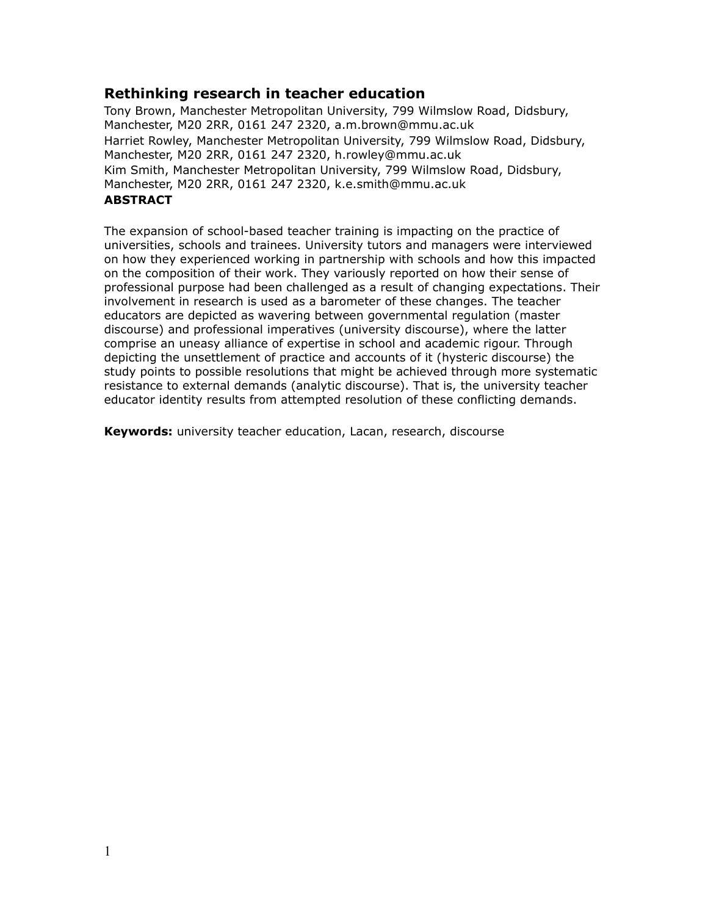# Rethinking research in teacher education

Tony Brown, Manchester Metropolitan University, 799 Wilmslow Road, Didsbury, Manchester, M20 2RR, 0161 247 2320, a.m.brown@mmu.ac.uk

Harriet Rowley, Manchester Metropolitan University, 799 Wilmslow Road, Didsbury, Manchester, M20 2RR, 0161 247 2320, h.rowley@mmu.ac.uk

Kim Smith, Manchester Metropolitan University, 799 Wilmslow Road, Didsbury, Manchester, M20 2RR, 0161 247 2320, k.e.smith@mmu.ac.uk

**ABSTRACT**

The expansion of school-based teacher training is impacting on the practice of universities, schools and trainees. University tutors and managers were interviewed on how they experienced working in partnership with schools and how this impacted on the composition of their work. They variously reported on how their sense of professional purpose had been challenged as a result of changing expectations. Their involvement in research is used as a barometer of these changes. The teacher educators are depicted as wavering between governmental regulation (master discourse) and professional imperatives (university discourse), where the latter comprise an uneasy alliance of expertise in school and academic rigour. Through depicting the unsettlement of practice and accounts of it (hysteric discourse) the study points to possible resolutions that might be achieved through more systematic resistance to external demands (analytic discourse). That is, the university teacher educator identity results from attempted resolution of these conflicting demands.

**Keywords:** university teacher education, Lacan, research, discourse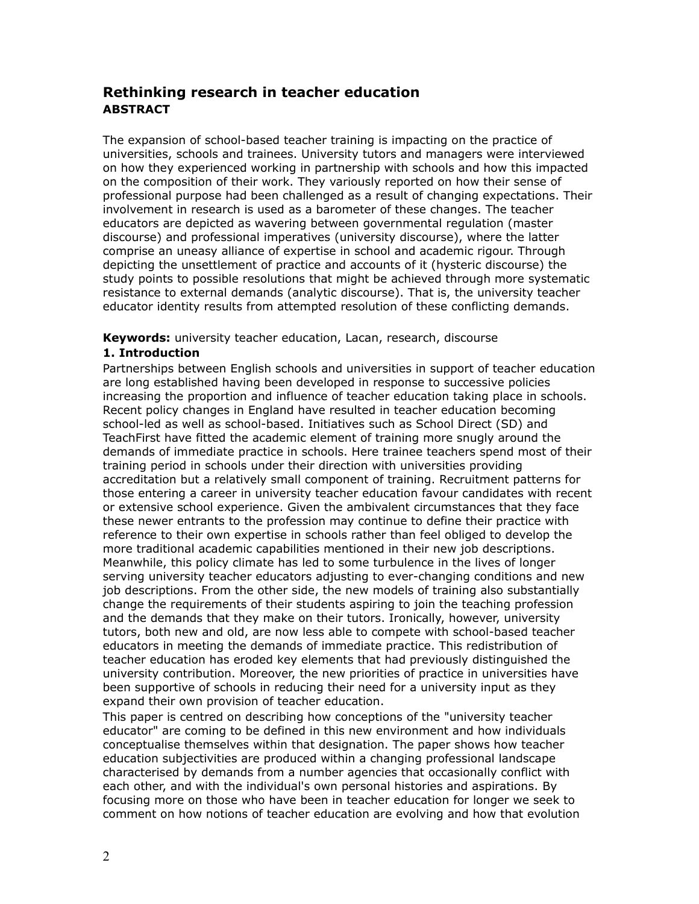## Rethinking research in teacher education

### ABSTRACT

The expansion of school-based teacher training is impacting on the practice of universities, schools and trainees. University tutors and managers were interviewed on how they experienced working in partnership with schools and how this impacted on the composition of their work. They variously reported on how their sense of professional purpose had been challenged as a result of changing expectations. Their involvement in research is used as a barometer of these changes. The teacher educators are depicted as wavering between governmental regulation (master discourse) and professional imperatives (university discourse), where the latter comprise an uneasy alliance of expertise in school and academic rigour. Through depicting the unsettlement of practice and accounts of it (hysteric discourse) the study points to possible resolutions that might be achieved through more systematic resistance to external demands (analytic discourse). That is, the university teacher educator identity results from attempted resolution of these conflicting demands.

**Keywords:** university teacher education, Lacan, research, discourse

### 1. Introduction

Partnerships between English schools and universities in support of teacher education are long established having been developed in response to successive policies increasing the proportion and influence of teacher education taking place in schools. Recent policy changes in England have resulted in teacher education becoming school-led as well as school-based. Initiatives such as School Direct (SD) and TeachFirst have fitted the academic element of training more snugly around the demands of immediate practice in schools. Here trainee teachers spend most of their training period in schools under their direction with universities providing accreditation but a relatively small component of training. Recruitment patterns for those entering a career in university teacher education favour candidates with recent or extensive school experience. Given the ambivalent circumstances that they face these newer entrants to the profession may continue to define their practice with reference to their own expertise in schools rather than feel obliged to develop the more traditional academic capabilities mentioned in their new job descriptions. Meanwhile, this policy climate has led to some turbulence in the lives of longer serving university teacher educators adjusting to ever-changing conditions and new job descriptions. From the other side, the new models of training also substantially change the requirements of their students aspiring to join the teaching profession and the demands that they make on their tutors. Ironically, however, university tutors, both new and old, are now less able to compete with school-based teacher educators in meeting the demands of immediate practice. This redistribution of teacher education has eroded key elements that had previously distinguished the university contribution. Moreover, the new priorities of practice in universities have been supportive of schools in reducing their need for a university input as they expand their own provision of teacher education.

This paper is centred on describing how conceptions of the "university teacher educator" are coming to be defined in this new environment and how individuals conceptualise themselves within that designation. The paper shows how teacher education subjectivities are produced within a changing professional landscape characterised by demands from a number agencies that occasionally conflict with each other, and with the individual's own personal histories and aspirations. By focusing more on those who have been in teacher education for longer we seek to comment on how notions of teacher education are evolving and how that evolution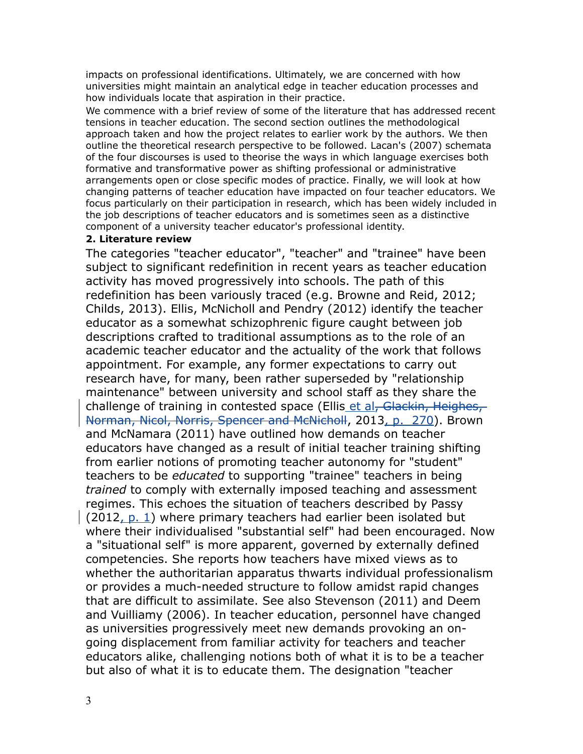impacts on professional identifications. Ultimately, we are concerned with how universities might maintain an analytical edge in teacher education processes and how individuals locate that aspiration in their practice.

We commence with a brief review of some of the literature that has addressed recent tensions in teacher education. The second section outlines the methodological approach taken and how the project relates to earlier work by the authors. We then outline the theoretical research perspective to be followed. Lacan's (2007) schemata of the four discourses is used to theorise the ways in which language exercises both formative and transformative power as shifting professional or administrative arrangements open or close specific modes of practice. Finally, we will look at how changing patterns of teacher education have impacted on four teacher educators. We focus particularly on their participation in research, which has been widely included in the job descriptions of teacher educators and is sometimes seen as a distinctive component of a university teacher educator's professional identity.

**2. Literature review**

The categories "teacher educator", "teacher" and "trainee" have been subject to significant redefinition in recent years as teacher education activity has moved progressively into schools. The path of this redefinition has been variously traced (e.g. Browne and Reid, 2012; Childs, 2013). Ellis, McNicholl and Pendry (2012) identify the teacher educator as a somewhat schizophrenic figure caught between job descriptions crafted to traditional assumptions as to the role of an academic teacher educator and the actuality of the work that follows appointment. For example, any former expectations to carry out research have, for many, been rather superseded by "relationship maintenance" between university and school staff as they share the challenge of training in contested space (Ellis et al~~, Glackin, Heighes, Norman, Nicol, Norris, Spencer and McNicholl~~, 2013, p. 270). Brown and McNamara (2011) have outlined how demands on teacher educators have changed as a result of initial teacher training shifting from earlier notions of promoting teacher autonomy for "student" teachers to be *educated* to supporting "trainee" teachers in being *trained* to comply with externally imposed teaching and assessment regimes. This echoes the situation of teachers described by Passy (2012, p. 1) where primary teachers had earlier been isolated but where their individualised "substantial self" had been encouraged. Now a "situational self" is more apparent, governed by externally defined competencies. She reports how teachers have mixed views as to whether the authoritarian apparatus thwarts individual professionalism or provides a much-needed structure to follow amidst rapid changes that are difficult to assimilate. See also Stevenson (2011) and Deem and Vuilliamy (2006). In teacher education, personnel have changed as universities progressively meet new demands provoking an on-going displacement from familiar activity for teachers and teacher educators alike, challenging notions both of what it is to be a teacher but also of what it is to educate them. The designation "teacher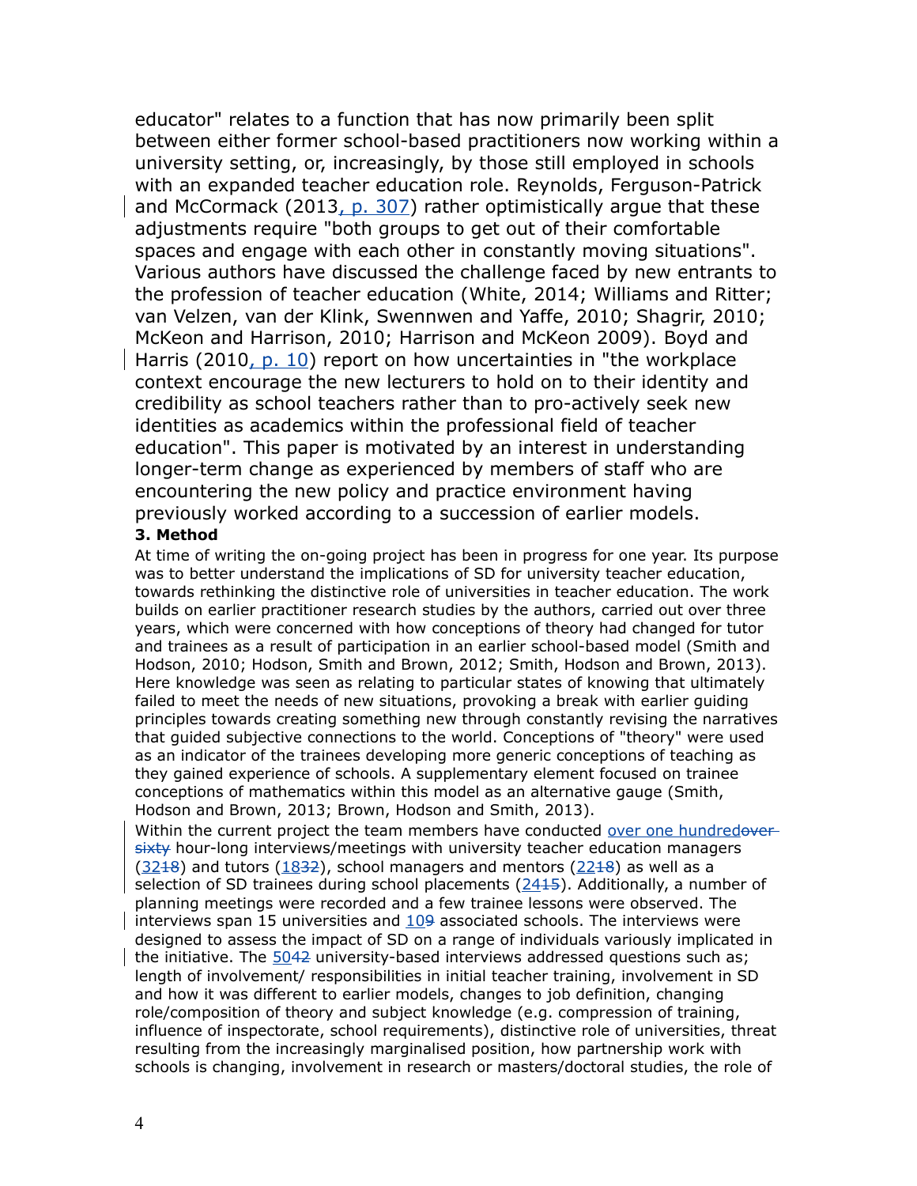educator" relates to a function that has now primarily been split between either former school-based practitioners now working within a university setting, or, increasingly, by those still employed in schools with an expanded teacher education role. Reynolds, Ferguson-Patrick and McCormack (2013, p. 307) rather optimistically argue that these adjustments require "both groups to get out of their comfortable spaces and engage with each other in constantly moving situations". Various authors have discussed the challenge faced by new entrants to the profession of teacher education (White, 2014; Williams and Ritter; van Velzen, van der Klink, Swennwen and Yaffe, 2010; Shagrir, 2010; McKeon and Harrison, 2010; Harrison and McKeon 2009). Boyd and Harris (2010, p. 10) report on how uncertainties in "the workplace context encourage the new lecturers to hold on to their identity and credibility as school teachers rather than to pro-actively seek new identities as academics within the professional field of teacher education". This paper is motivated by an interest in understanding longer-term change as experienced by members of staff who are encountering the new policy and practice environment having previously worked according to a succession of earlier models.

**3. Method**

At time of writing the on-going project has been in progress for one year. Its purpose was to better understand the implications of SD for university teacher education, towards rethinking the distinctive role of universities in teacher education. The work builds on earlier practitioner research studies by the authors, carried out over three years, which were concerned with how conceptions of theory had changed for tutor and trainees as a result of participation in an earlier school-based model (Smith and Hodson, 2010; Hodson, Smith and Brown, 2012; Smith, Hodson and Brown, 2013). Here knowledge was seen as relating to particular states of knowing that ultimately failed to meet the needs of new situations, provoking a break with earlier guiding principles towards creating something new through constantly revising the narratives that guided subjective connections to the world. Conceptions of "theory" were used as an indicator of the trainees developing more generic conceptions of teaching as they gained experience of schools. A supplementary element focused on trainee conceptions of mathematics within this model as an alternative gauge (Smith, Hodson and Brown, 2013; Brown, Hodson and Smith, 2013).

Within the current project the team members have conducted over one hundred~~over sixty~~ hour-long interviews/meetings with university teacher education managers (32~~18~~) and tutors (18~~32~~), school managers and mentors (22~~18~~) as well as a selection of SD trainees during school placements (24~~15~~). Additionally, a number of planning meetings were recorded and a few trainee lessons were observed. The interviews span 15 universities and 10~~9~~ associated schools. The interviews were designed to assess the impact of SD on a range of individuals variously implicated in the initiative. The 50~~42~~ university-based interviews addressed questions such as; length of involvement/ responsibilities in initial teacher training, involvement in SD and how it was different to earlier models, changes to job definition, changing role/composition of theory and subject knowledge (e.g. compression of training, influence of inspectorate, school requirements), distinctive role of universities, threat resulting from the increasingly marginalised position, how partnership work with schools is changing, involvement in research or masters/doctoral studies, the role of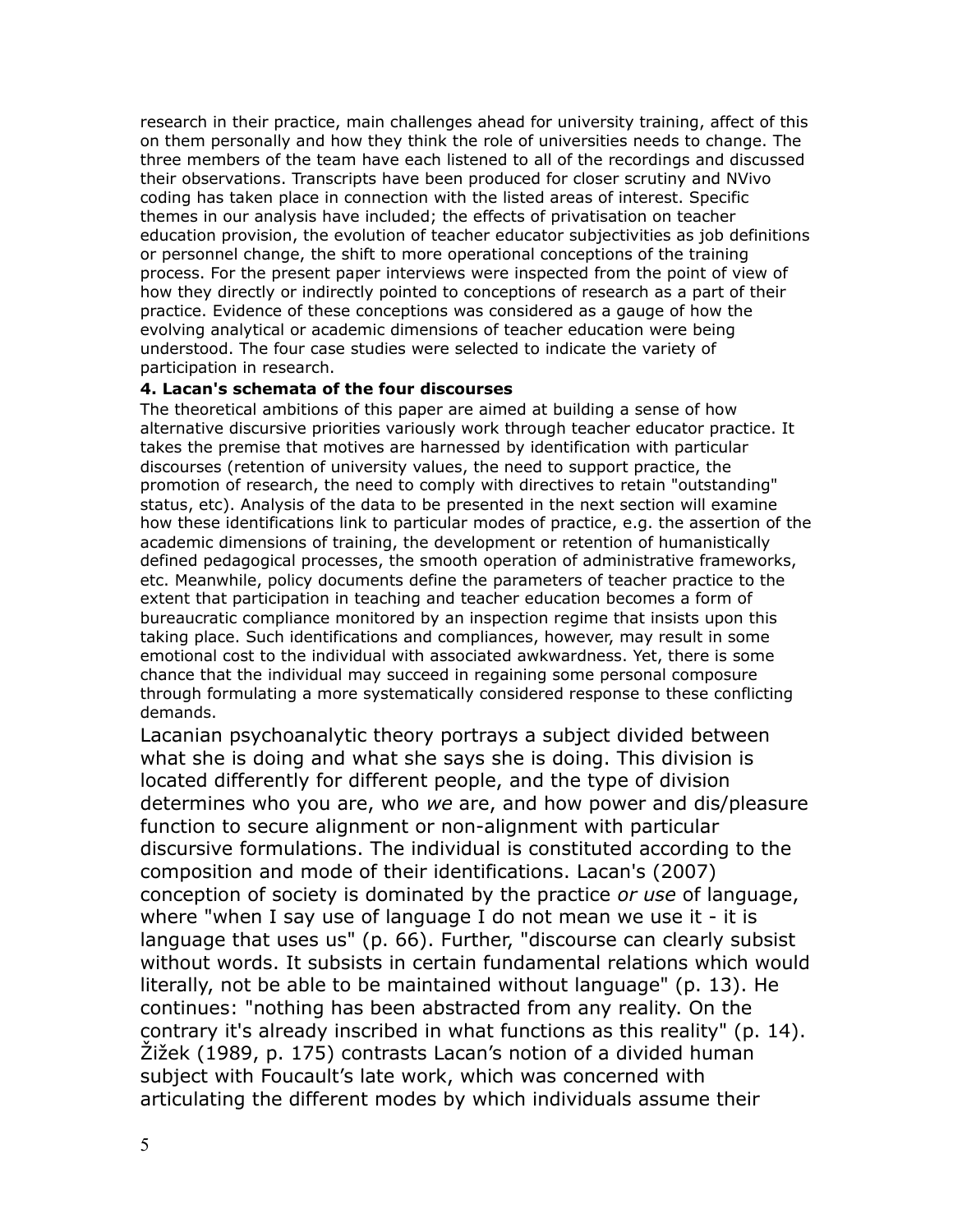research in their practice, main challenges ahead for university training, affect of this on them personally and how they think the role of universities needs to change. The three members of the team have each listened to all of the recordings and discussed their observations. Transcripts have been produced for closer scrutiny and NVivo coding has taken place in connection with the listed areas of interest. Specific themes in our analysis have included; the effects of privatisation on teacher education provision, the evolution of teacher educator subjectivities as job definitions or personnel change, the shift to more operational conceptions of the training process. For the present paper interviews were inspected from the point of view of how they directly or indirectly pointed to conceptions of research as a part of their practice. Evidence of these conceptions was considered as a gauge of how the evolving analytical or academic dimensions of teacher education were being understood. The four case studies were selected to indicate the variety of participation in research.

**4. Lacan's schemata of the four discourses**

The theoretical ambitions of this paper are aimed at building a sense of how alternative discursive priorities variously work through teacher educator practice. It takes the premise that motives are harnessed by identification with particular discourses (retention of university values, the need to support practice, the promotion of research, the need to comply with directives to retain "outstanding" status, etc). Analysis of the data to be presented in the next section will examine how these identifications link to particular modes of practice, e.g. the assertion of the academic dimensions of training, the development or retention of humanistically defined pedagogical processes, the smooth operation of administrative frameworks, etc. Meanwhile, policy documents define the parameters of teacher practice to the extent that participation in teaching and teacher education becomes a form of bureaucratic compliance monitored by an inspection regime that insists upon this taking place. Such identifications and compliances, however, may result in some emotional cost to the individual with associated awkwardness. Yet, there is some chance that the individual may succeed in regaining some personal composure through formulating a more systematically considered response to these conflicting demands.

Lacanian psychoanalytic theory portrays a subject divided between what she is doing and what she says she is doing. This division is located differently for different people, and the type of division determines who you are, who *we* are, and how power and dis/pleasure function to secure alignment or non-alignment with particular discursive formulations. The individual is constituted according to the composition and mode of their identifications. Lacan's (2007) conception of society is dominated by the practice *or use* of language, where "when I say use of language I do not mean we use it - it is language that uses us" (p. 66). Further, "discourse can clearly subsist without words. It subsists in certain fundamental relations which would literally, not be able to be maintained without language" (p. 13). He continues: "nothing has been abstracted from any reality. On the contrary it's already inscribed in what functions as this reality" (p. 14). Žižek (1989, p. 175) contrasts Lacan's notion of a divided human subject with Foucault's late work, which was concerned with articulating the different modes by which individuals assume their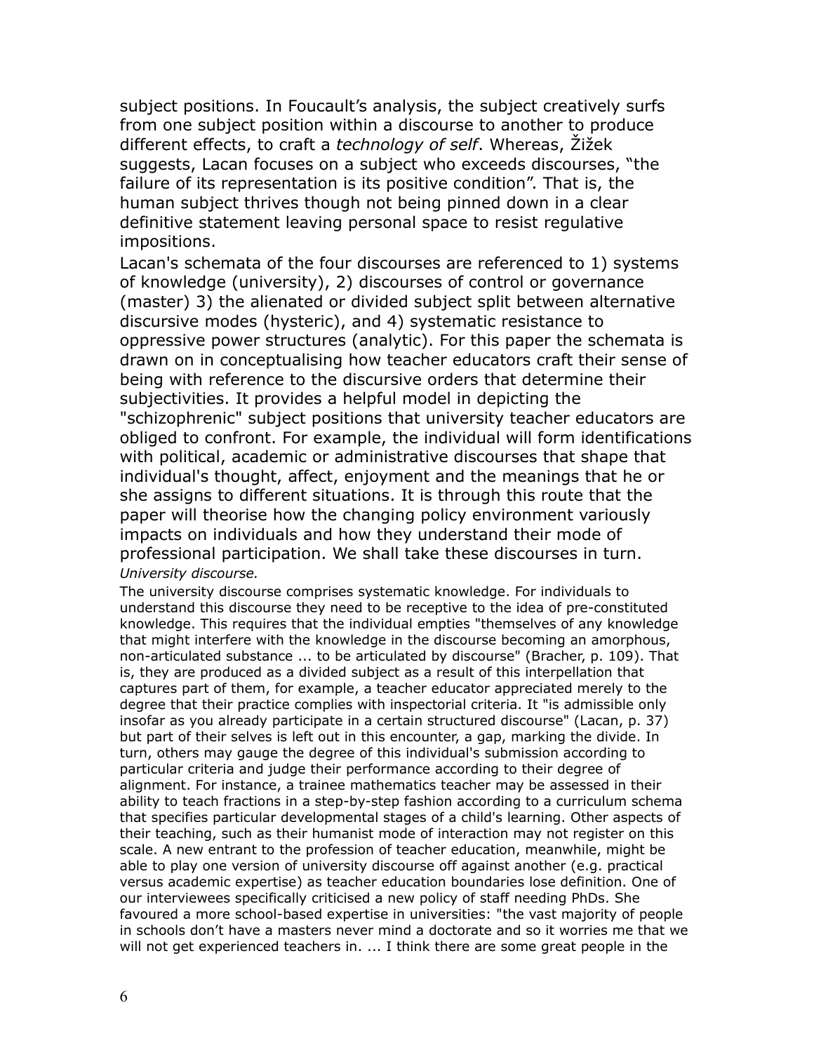subject positions. In Foucault's analysis, the subject creatively surfs from one subject position within a discourse to another to produce different effects, to craft a *technology of self*. Whereas, Žižek suggests, Lacan focuses on a subject who exceeds discourses, "the failure of its representation is its positive condition". That is, the human subject thrives though not being pinned down in a clear definitive statement leaving personal space to resist regulative impositions.

Lacan's schemata of the four discourses are referenced to 1) systems of knowledge (university), 2) discourses of control or governance (master) 3) the alienated or divided subject split between alternative discursive modes (hysteric), and 4) systematic resistance to oppressive power structures (analytic). For this paper the schemata is drawn on in conceptualising how teacher educators craft their sense of being with reference to the discursive orders that determine their subjectivities. It provides a helpful model in depicting the "schizophrenic" subject positions that university teacher educators are obliged to confront. For example, the individual will form identifications with political, academic or administrative discourses that shape that individual's thought, affect, enjoyment and the meanings that he or she assigns to different situations. It is through this route that the paper will theorise how the changing policy environment variously impacts on individuals and how they understand their mode of professional participation. We shall take these discourses in turn.

*University discourse.*

The university discourse comprises systematic knowledge. For individuals to understand this discourse they need to be receptive to the idea of pre-constituted knowledge. This requires that the individual empties "themselves of any knowledge that might interfere with the knowledge in the discourse becoming an amorphous, non-articulated substance ... to be articulated by discourse" (Bracher, p. 109). That is, they are produced as a divided subject as a result of this interpellation that captures part of them, for example, a teacher educator appreciated merely to the degree that their practice complies with inspectorial criteria. It "is admissible only insofar as you already participate in a certain structured discourse" (Lacan, p. 37) but part of their selves is left out in this encounter, a gap, marking the divide. In turn, others may gauge the degree of this individual's submission according to particular criteria and judge their performance according to their degree of alignment. For instance, a trainee mathematics teacher may be assessed in their ability to teach fractions in a step-by-step fashion according to a curriculum schema that specifies particular developmental stages of a child's learning. Other aspects of their teaching, such as their humanist mode of interaction may not register on this scale. A new entrant to the profession of teacher education, meanwhile, might be able to play one version of university discourse off against another (e.g. practical versus academic expertise) as teacher education boundaries lose definition. One of our interviewees specifically criticised a new policy of staff needing PhDs. She favoured a more school-based expertise in universities: "the vast majority of people in schools don't have a masters never mind a doctorate and so it worries me that we will not get experienced teachers in. ... I think there are some great people in the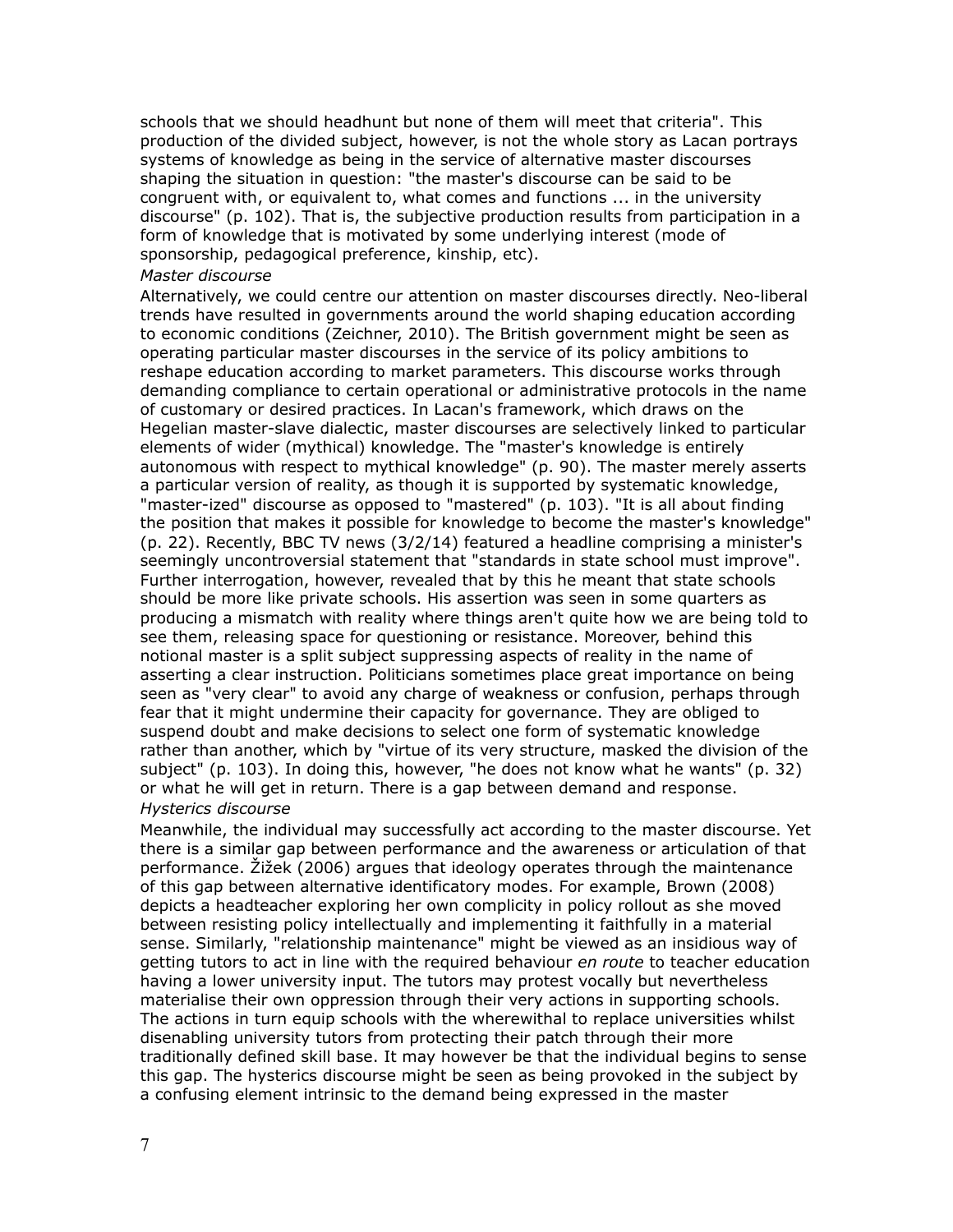schools that we should headhunt but none of them will meet that criteria". This production of the divided subject, however, is not the whole story as Lacan portrays systems of knowledge as being in the service of alternative master discourses shaping the situation in question: "the master's discourse can be said to be congruent with, or equivalent to, what comes and functions ... in the university discourse" (p. 102). That is, the subjective production results from participation in a form of knowledge that is motivated by some underlying interest (mode of sponsorship, pedagogical preference, kinship, etc).

*Master discourse*

Alternatively, we could centre our attention on master discourses directly. Neo-liberal trends have resulted in governments around the world shaping education according to economic conditions (Zeichner, 2010). The British government might be seen as operating particular master discourses in the service of its policy ambitions to reshape education according to market parameters. This discourse works through demanding compliance to certain operational or administrative protocols in the name of customary or desired practices. In Lacan's framework, which draws on the Hegelian master-slave dialectic, master discourses are selectively linked to particular elements of wider (mythical) knowledge. The "master's knowledge is entirely autonomous with respect to mythical knowledge" (p. 90). The master merely asserts a particular version of reality, as though it is supported by systematic knowledge, "master-ized" discourse as opposed to "mastered" (p. 103). "It is all about finding the position that makes it possible for knowledge to become the master's knowledge" (p. 22). Recently, BBC TV news (3/2/14) featured a headline comprising a minister's seemingly uncontroversial statement that "standards in state school must improve". Further interrogation, however, revealed that by this he meant that state schools should be more like private schools. His assertion was seen in some quarters as producing a mismatch with reality where things aren't quite how we are being told to see them, releasing space for questioning or resistance. Moreover, behind this notional master is a split subject suppressing aspects of reality in the name of asserting a clear instruction. Politicians sometimes place great importance on being seen as "very clear" to avoid any charge of weakness or confusion, perhaps through fear that it might undermine their capacity for governance. They are obliged to suspend doubt and make decisions to select one form of systematic knowledge rather than another, which by "virtue of its very structure, masked the division of the subject" (p. 103). In doing this, however, "he does not know what he wants" (p. 32) or what he will get in return. There is a gap between demand and response.

*Hysterics discourse*

Meanwhile, the individual may successfully act according to the master discourse. Yet there is a similar gap between performance and the awareness or articulation of that performance. Žižek (2006) argues that ideology operates through the maintenance of this gap between alternative identificatory modes. For example, Brown (2008) depicts a headteacher exploring her own complicity in policy rollout as she moved between resisting policy intellectually and implementing it faithfully in a material sense. Similarly, "relationship maintenance" might be viewed as an insidious way of getting tutors to act in line with the required behaviour *en route* to teacher education having a lower university input. The tutors may protest vocally but nevertheless materialise their own oppression through their very actions in supporting schools. The actions in turn equip schools with the wherewithal to replace universities whilst disenabling university tutors from protecting their patch through their more traditionally defined skill base. It may however be that the individual begins to sense this gap. The hysterics discourse might be seen as being provoked in the subject by a confusing element intrinsic to the demand being expressed in the master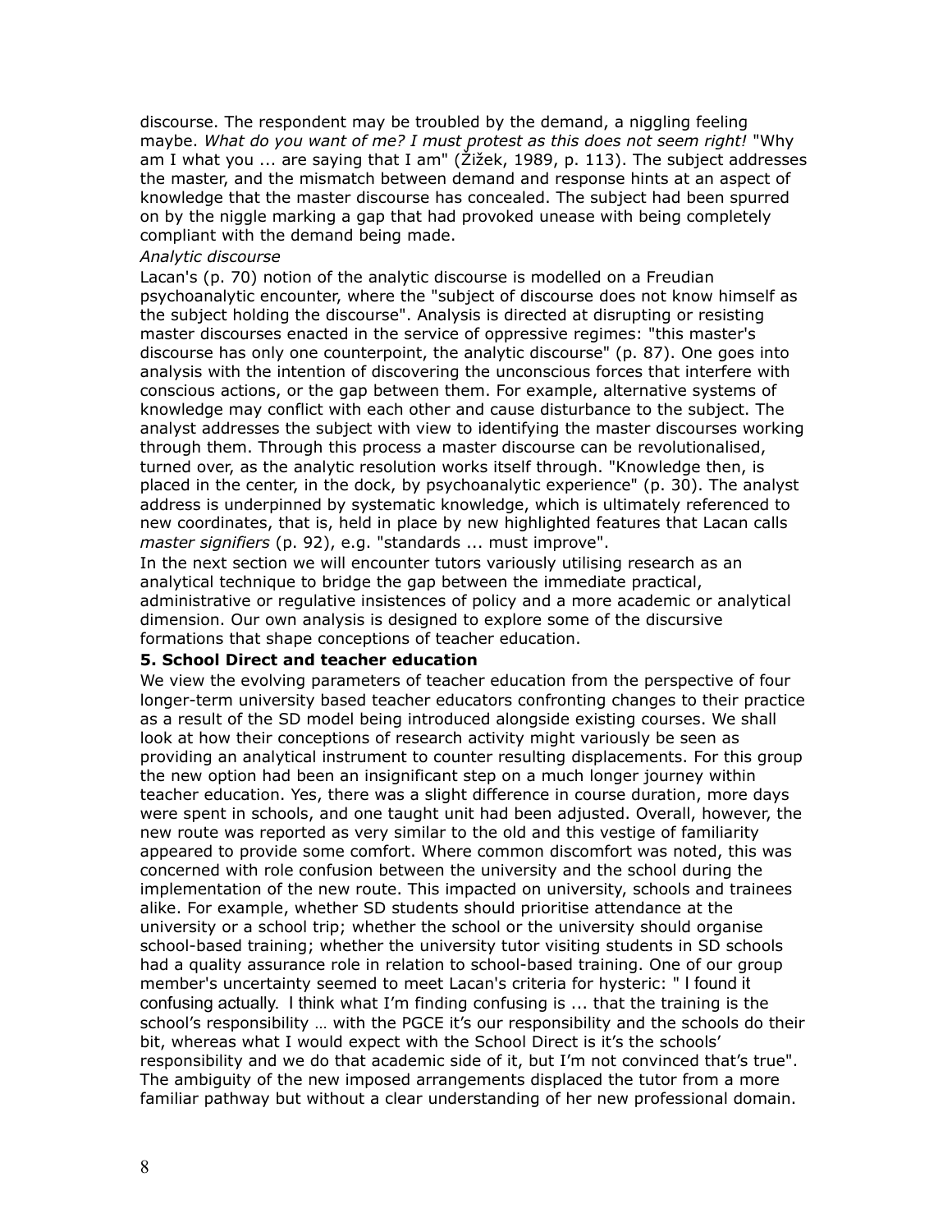discourse. The respondent may be troubled by the demand, a niggling feeling maybe. *What do you want of me? I must protest as this does not seem right!* "Why am I what you ... are saying that I am" (Žižek, 1989, p. 113). The subject addresses the master, and the mismatch between demand and response hints at an aspect of knowledge that the master discourse has concealed. The subject had been spurred on by the niggle marking a gap that had provoked unease with being completely compliant with the demand being made.

*Analytic discourse*

Lacan's (p. 70) notion of the analytic discourse is modelled on a Freudian psychoanalytic encounter, where the "subject of discourse does not know himself as the subject holding the discourse". Analysis is directed at disrupting or resisting master discourses enacted in the service of oppressive regimes: "this master's discourse has only one counterpoint, the analytic discourse" (p. 87). One goes into analysis with the intention of discovering the unconscious forces that interfere with conscious actions, or the gap between them. For example, alternative systems of knowledge may conflict with each other and cause disturbance to the subject. The analyst addresses the subject with view to identifying the master discourses working through them. Through this process a master discourse can be revolutionalised, turned over, as the analytic resolution works itself through. "Knowledge then, is placed in the center, in the dock, by psychoanalytic experience" (p. 30). The analyst address is underpinned by systematic knowledge, which is ultimately referenced to new coordinates, that is, held in place by new highlighted features that Lacan calls *master signifiers* (p. 92), e.g. "standards ... must improve".

In the next section we will encounter tutors variously utilising research as an analytical technique to bridge the gap between the immediate practical, administrative or regulative insistences of policy and a more academic or analytical dimension. Our own analysis is designed to explore some of the discursive formations that shape conceptions of teacher education.

## 5. School Direct and teacher education

We view the evolving parameters of teacher education from the perspective of four longer-term university based teacher educators confronting changes to their practice as a result of the SD model being introduced alongside existing courses. We shall look at how their conceptions of research activity might variously be seen as providing an analytical instrument to counter resulting displacements. For this group the new option had been an insignificant step on a much longer journey within teacher education. Yes, there was a slight difference in course duration, more days were spent in schools, and one taught unit had been adjusted. Overall, however, the new route was reported as very similar to the old and this vestige of familiarity appeared to provide some comfort. Where common discomfort was noted, this was concerned with role confusion between the university and the school during the implementation of the new route. This impacted on university, schools and trainees alike. For example, whether SD students should prioritise attendance at the university or a school trip; whether the school or the university should organise school-based training; whether the university tutor visiting students in SD schools had a quality assurance role in relation to school-based training. One of our group member's uncertainty seemed to meet Lacan's criteria for hysteric: " I found it confusing actually. I think what I'm finding confusing is ... that the training is the school's responsibility … with the PGCE it's our responsibility and the schools do their bit, whereas what I would expect with the School Direct is it's the schools' responsibility and we do that academic side of it, but I'm not convinced that's true". The ambiguity of the new imposed arrangements displaced the tutor from a more familiar pathway but without a clear understanding of her new professional domain.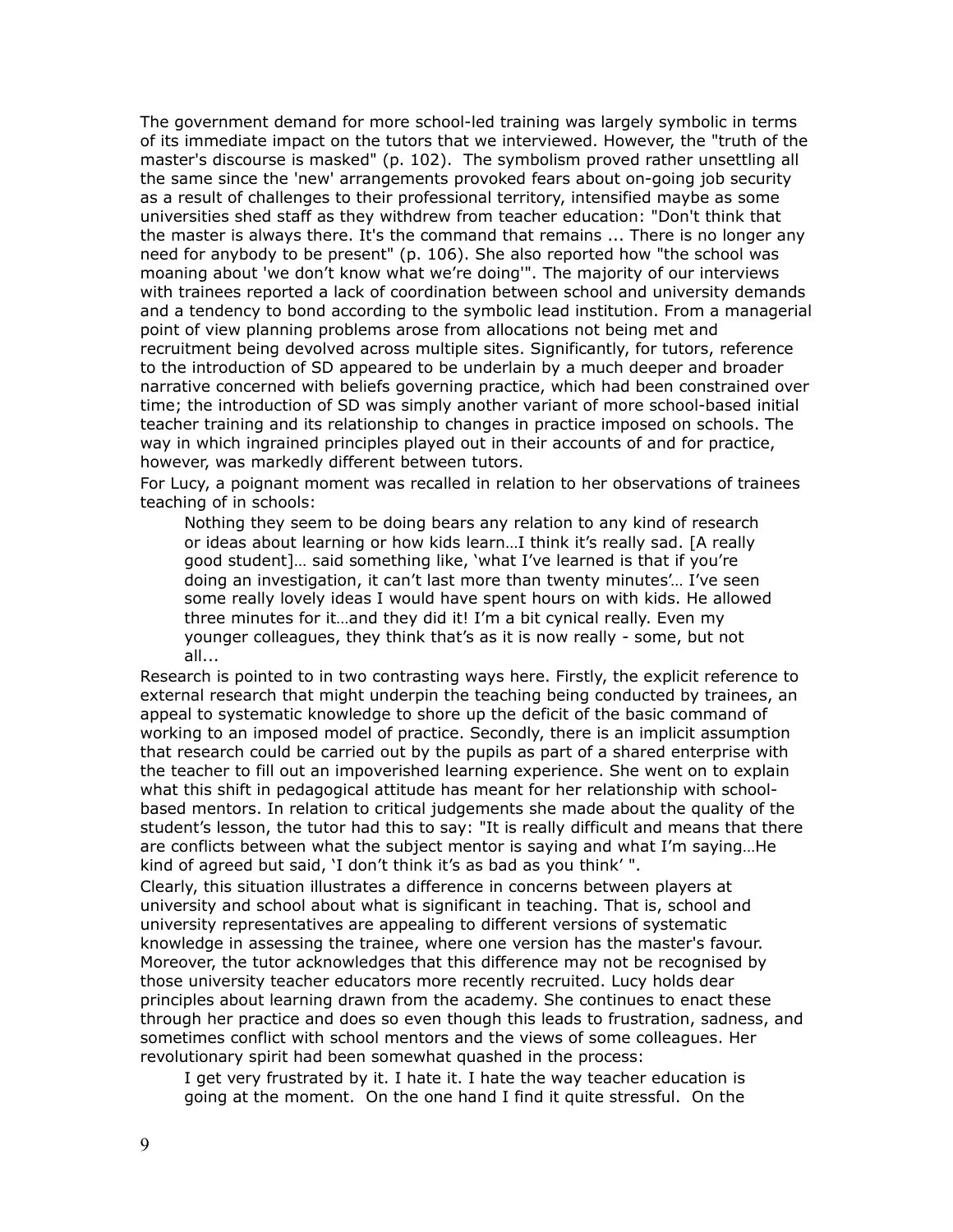The government demand for more school-led training was largely symbolic in terms of its immediate impact on the tutors that we interviewed. However, the "truth of the master's discourse is masked" (p. 102). The symbolism proved rather unsettling all the same since the 'new' arrangements provoked fears about on-going job security as a result of challenges to their professional territory, intensified maybe as some universities shed staff as they withdrew from teacher education: "Don't think that the master is always there. It's the command that remains ... There is no longer any need for anybody to be present" (p. 106). She also reported how "the school was moaning about 'we don't know what we're doing'". The majority of our interviews with trainees reported a lack of coordination between school and university demands and a tendency to bond according to the symbolic lead institution. From a managerial point of view planning problems arose from allocations not being met and recruitment being devolved across multiple sites. Significantly, for tutors, reference to the introduction of SD appeared to be underlain by a much deeper and broader narrative concerned with beliefs governing practice, which had been constrained over time; the introduction of SD was simply another variant of more school-based initial teacher training and its relationship to changes in practice imposed on schools. The way in which ingrained principles played out in their accounts of and for practice, however, was markedly different between tutors.

For Lucy, a poignant moment was recalled in relation to her observations of trainees teaching of in schools:

> Nothing they seem to be doing bears any relation to any kind of research or ideas about learning or how kids learn…I think it's really sad. [A really good student]… said something like, 'what I've learned is that if you're doing an investigation, it can't last more than twenty minutes'… I've seen some really lovely ideas I would have spent hours on with kids. He allowed three minutes for it…and they did it! I'm a bit cynical really. Even my younger colleagues, they think that's as it is now really - some, but not all...

Research is pointed to in two contrasting ways here. Firstly, the explicit reference to external research that might underpin the teaching being conducted by trainees, an appeal to systematic knowledge to shore up the deficit of the basic command of working to an imposed model of practice. Secondly, there is an implicit assumption that research could be carried out by the pupils as part of a shared enterprise with the teacher to fill out an impoverished learning experience. She went on to explain what this shift in pedagogical attitude has meant for her relationship with school-based mentors. In relation to critical judgements she made about the quality of the student's lesson, the tutor had this to say: "It is really difficult and means that there are conflicts between what the subject mentor is saying and what I'm saying…He kind of agreed but said, 'I don't think it's as bad as you think' ".

Clearly, this situation illustrates a difference in concerns between players at university and school about what is significant in teaching. That is, school and university representatives are appealing to different versions of systematic knowledge in assessing the trainee, where one version has the master's favour. Moreover, the tutor acknowledges that this difference may not be recognised by those university teacher educators more recently recruited. Lucy holds dear principles about learning drawn from the academy. She continues to enact these through her practice and does so even though this leads to frustration, sadness, and sometimes conflict with school mentors and the views of some colleagues. Her revolutionary spirit had been somewhat quashed in the process:

> I get very frustrated by it. I hate it. I hate the way teacher education is going at the moment. On the one hand I find it quite stressful. On the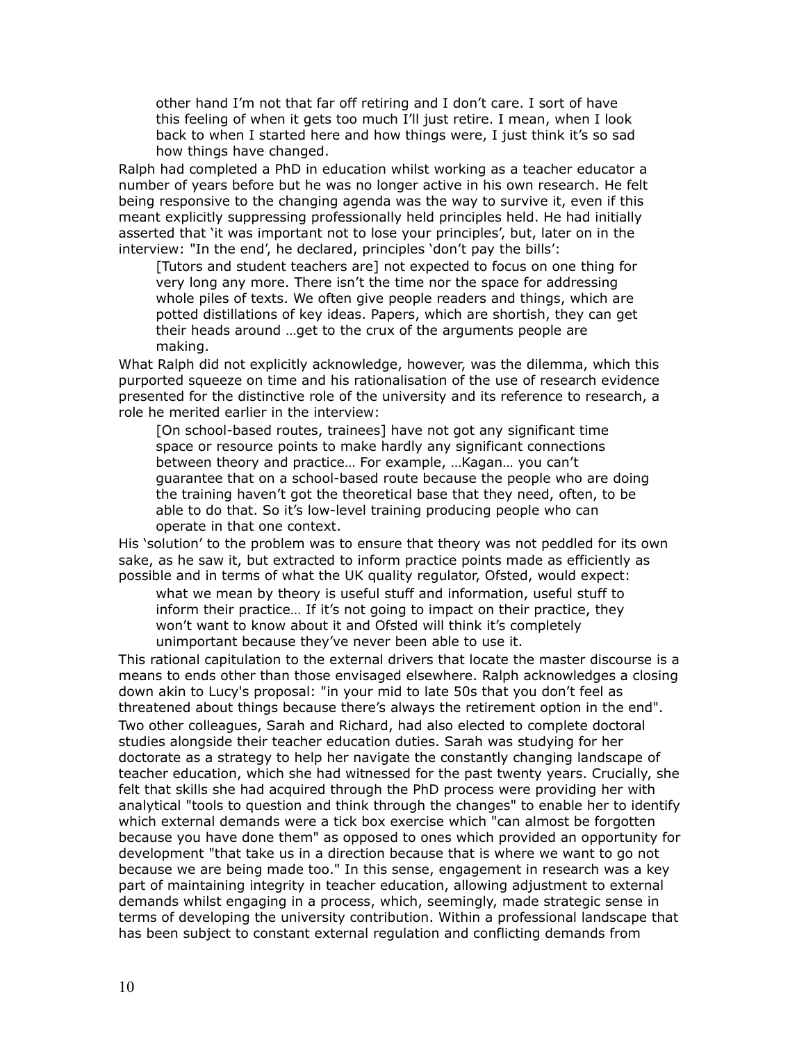> other hand I'm not that far off retiring and I don't care. I sort of have this feeling of when it gets too much I'll just retire. I mean, when I look back to when I started here and how things were, I just think it's so sad how things have changed.

Ralph had completed a PhD in education whilst working as a teacher educator a number of years before but he was no longer active in his own research. He felt being responsive to the changing agenda was the way to survive it, even if this meant explicitly suppressing professionally held principles held. He had initially asserted that 'it was important not to lose your principles', but, later on in the interview: "In the end', he declared, principles 'don't pay the bills':

> [Tutors and student teachers are] not expected to focus on one thing for very long any more. There isn't the time nor the space for addressing whole piles of texts. We often give people readers and things, which are potted distillations of key ideas. Papers, which are shortish, they can get their heads around …get to the crux of the arguments people are making.

What Ralph did not explicitly acknowledge, however, was the dilemma, which this purported squeeze on time and his rationalisation of the use of research evidence presented for the distinctive role of the university and its reference to research, a role he merited earlier in the interview:

> [On school-based routes, trainees] have not got any significant time space or resource points to make hardly any significant connections between theory and practice… For example, …Kagan… you can't guarantee that on a school-based route because the people who are doing the training haven't got the theoretical base that they need, often, to be able to do that. So it's low-level training producing people who can operate in that one context.

His 'solution' to the problem was to ensure that theory was not peddled for its own sake, as he saw it, but extracted to inform practice points made as efficiently as possible and in terms of what the UK quality regulator, Ofsted, would expect:

> what we mean by theory is useful stuff and information, useful stuff to inform their practice… If it's not going to impact on their practice, they won't want to know about it and Ofsted will think it's completely unimportant because they've never been able to use it.

This rational capitulation to the external drivers that locate the master discourse is a means to ends other than those envisaged elsewhere. Ralph acknowledges a closing down akin to Lucy's proposal: "in your mid to late 50s that you don't feel as threatened about things because there's always the retirement option in the end".

Two other colleagues, Sarah and Richard, had also elected to complete doctoral studies alongside their teacher education duties. Sarah was studying for her doctorate as a strategy to help her navigate the constantly changing landscape of teacher education, which she had witnessed for the past twenty years. Crucially, she felt that skills she had acquired through the PhD process were providing her with analytical "tools to question and think through the changes" to enable her to identify which external demands were a tick box exercise which "can almost be forgotten because you have done them" as opposed to ones which provided an opportunity for development "that take us in a direction because that is where we want to go not because we are being made too." In this sense, engagement in research was a key part of maintaining integrity in teacher education, allowing adjustment to external demands whilst engaging in a process, which, seemingly, made strategic sense in terms of developing the university contribution. Within a professional landscape that has been subject to constant external regulation and conflicting demands from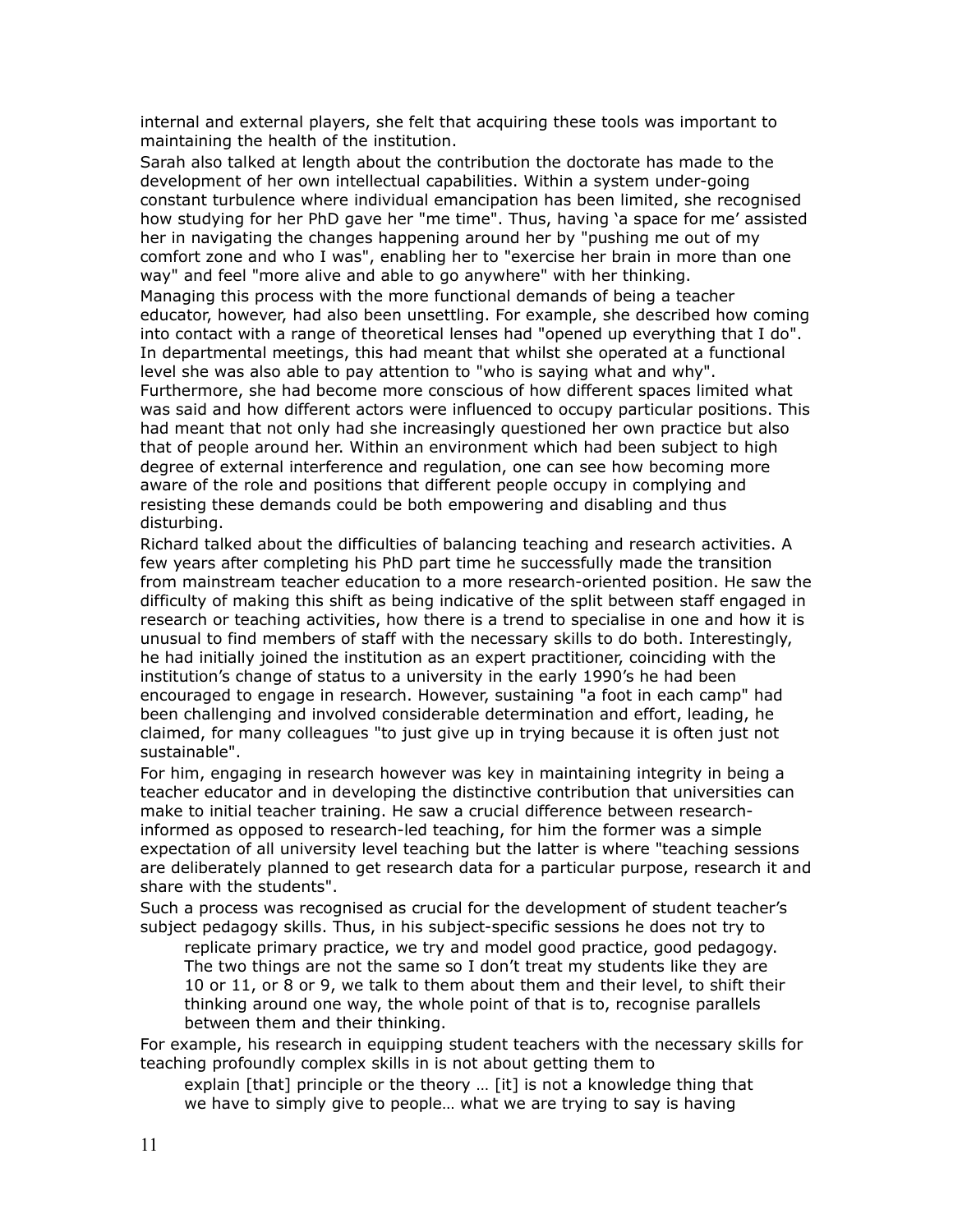internal and external players, she felt that acquiring these tools was important to maintaining the health of the institution.

Sarah also talked at length about the contribution the doctorate has made to the development of her own intellectual capabilities. Within a system under-going constant turbulence where individual emancipation has been limited, she recognised how studying for her PhD gave her "me time". Thus, having 'a space for me' assisted her in navigating the changes happening around her by "pushing me out of my comfort zone and who I was", enabling her to "exercise her brain in more than one way" and feel "more alive and able to go anywhere" with her thinking.

Managing this process with the more functional demands of being a teacher educator, however, had also been unsettling. For example, she described how coming into contact with a range of theoretical lenses had "opened up everything that I do". In departmental meetings, this had meant that whilst she operated at a functional level she was also able to pay attention to "who is saying what and why". Furthermore, she had become more conscious of how different spaces limited what was said and how different actors were influenced to occupy particular positions. This had meant that not only had she increasingly questioned her own practice but also that of people around her. Within an environment which had been subject to high degree of external interference and regulation, one can see how becoming more aware of the role and positions that different people occupy in complying and resisting these demands could be both empowering and disabling and thus disturbing.

Richard talked about the difficulties of balancing teaching and research activities. A few years after completing his PhD part time he successfully made the transition from mainstream teacher education to a more research-oriented position. He saw the difficulty of making this shift as being indicative of the split between staff engaged in research or teaching activities, how there is a trend to specialise in one and how it is unusual to find members of staff with the necessary skills to do both. Interestingly, he had initially joined the institution as an expert practitioner, coinciding with the institution's change of status to a university in the early 1990's he had been encouraged to engage in research. However, sustaining "a foot in each camp" had been challenging and involved considerable determination and effort, leading, he claimed, for many colleagues "to just give up in trying because it is often just not sustainable".

For him, engaging in research however was key in maintaining integrity in being a teacher educator and in developing the distinctive contribution that universities can make to initial teacher training. He saw a crucial difference between research-informed as opposed to research-led teaching, for him the former was a simple expectation of all university level teaching but the latter is where "teaching sessions are deliberately planned to get research data for a particular purpose, research it and share with the students".

Such a process was recognised as crucial for the development of student teacher's subject pedagogy skills. Thus, in his subject-specific sessions he does not try to

> replicate primary practice, we try and model good practice, good pedagogy. The two things are not the same so I don't treat my students like they are 10 or 11, or 8 or 9, we talk to them about them and their level, to shift their thinking around one way, the whole point of that is to, recognise parallels between them and their thinking.

For example, his research in equipping student teachers with the necessary skills for teaching profoundly complex skills in is not about getting them to

> explain [that] principle or the theory … [it] is not a knowledge thing that we have to simply give to people… what we are trying to say is having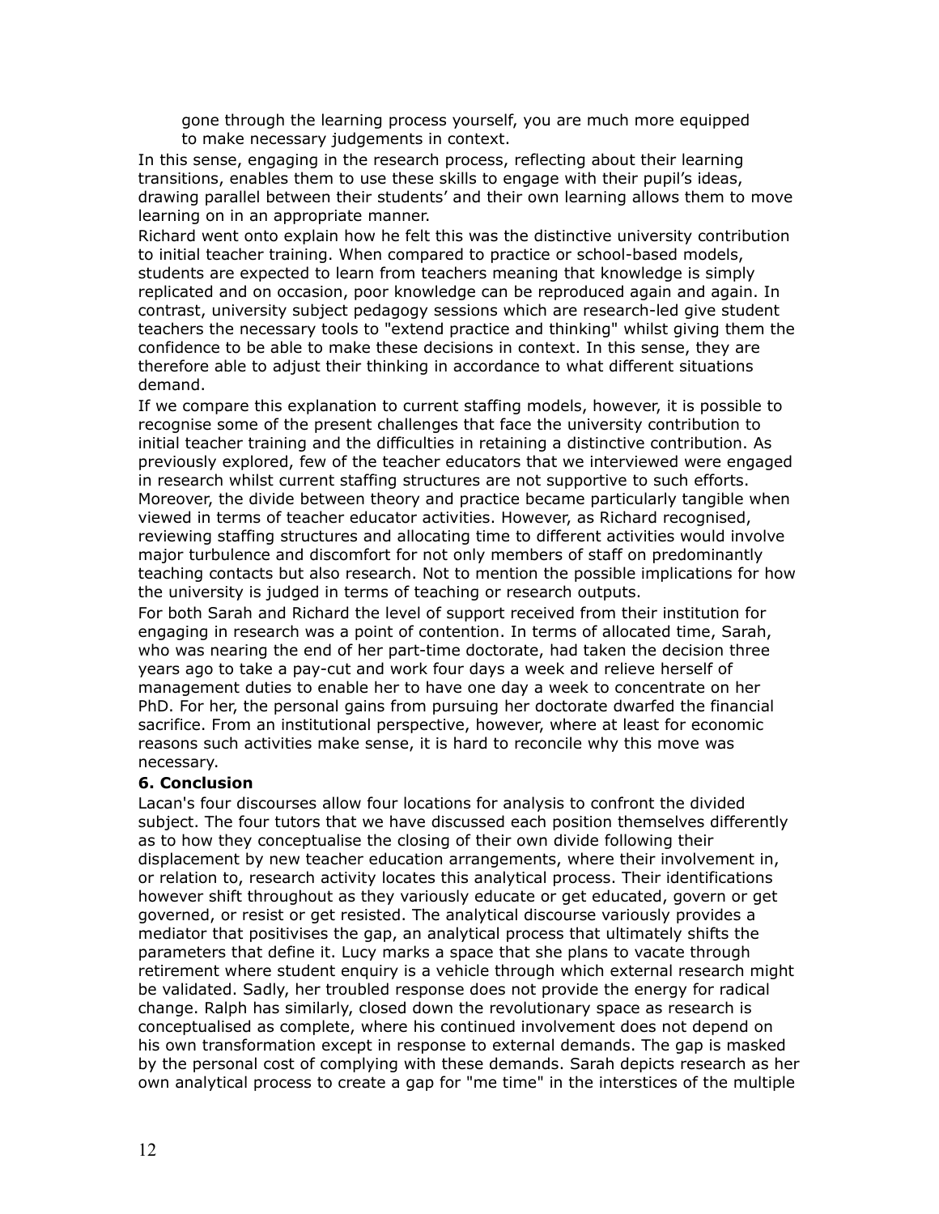gone through the learning process yourself, you are much more equipped to make necessary judgements in context.

In this sense, engaging in the research process, reflecting about their learning transitions, enables them to use these skills to engage with their pupil's ideas, drawing parallel between their students' and their own learning allows them to move learning on in an appropriate manner.

Richard went onto explain how he felt this was the distinctive university contribution to initial teacher training. When compared to practice or school-based models, students are expected to learn from teachers meaning that knowledge is simply replicated and on occasion, poor knowledge can be reproduced again and again. In contrast, university subject pedagogy sessions which are research-led give student teachers the necessary tools to "extend practice and thinking" whilst giving them the confidence to be able to make these decisions in context. In this sense, they are therefore able to adjust their thinking in accordance to what different situations demand.

If we compare this explanation to current staffing models, however, it is possible to recognise some of the present challenges that face the university contribution to initial teacher training and the difficulties in retaining a distinctive contribution. As previously explored, few of the teacher educators that we interviewed were engaged in research whilst current staffing structures are not supportive to such efforts. Moreover, the divide between theory and practice became particularly tangible when viewed in terms of teacher educator activities. However, as Richard recognised, reviewing staffing structures and allocating time to different activities would involve major turbulence and discomfort for not only members of staff on predominantly teaching contacts but also research. Not to mention the possible implications for how the university is judged in terms of teaching or research outputs.

For both Sarah and Richard the level of support received from their institution for engaging in research was a point of contention. In terms of allocated time, Sarah, who was nearing the end of her part-time doctorate, had taken the decision three years ago to take a pay-cut and work four days a week and relieve herself of management duties to enable her to have one day a week to concentrate on her PhD. For her, the personal gains from pursuing her doctorate dwarfed the financial sacrifice. From an institutional perspective, however, where at least for economic reasons such activities make sense, it is hard to reconcile why this move was necessary.

## 6. Conclusion

Lacan's four discourses allow four locations for analysis to confront the divided subject. The four tutors that we have discussed each position themselves differently as to how they conceptualise the closing of their own divide following their displacement by new teacher education arrangements, where their involvement in, or relation to, research activity locates this analytical process. Their identifications however shift throughout as they variously educate or get educated, govern or get governed, or resist or get resisted. The analytical discourse variously provides a mediator that positivises the gap, an analytical process that ultimately shifts the parameters that define it. Lucy marks a space that she plans to vacate through retirement where student enquiry is a vehicle through which external research might be validated. Sadly, her troubled response does not provide the energy for radical change. Ralph has similarly, closed down the revolutionary space as research is conceptualised as complete, where his continued involvement does not depend on his own transformation except in response to external demands. The gap is masked by the personal cost of complying with these demands. Sarah depicts research as her own analytical process to create a gap for "me time" in the interstices of the multiple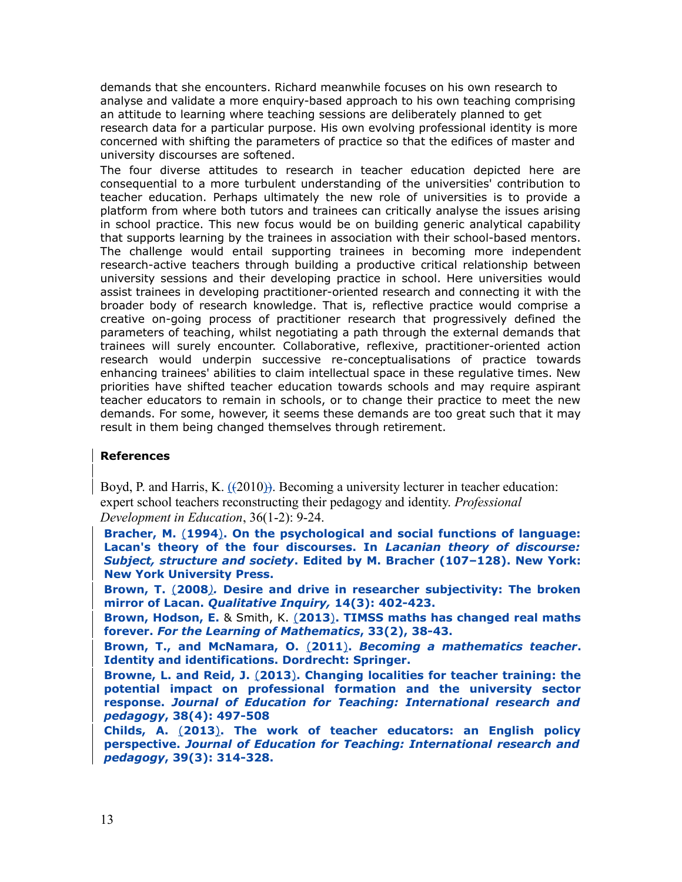demands that she encounters. Richard meanwhile focuses on his own research to analyse and validate a more enquiry-based approach to his own teaching comprising an attitude to learning where teaching sessions are deliberately planned to get research data for a particular purpose. His own evolving professional identity is more concerned with shifting the parameters of practice so that the edifices of master and university discourses are softened.

The four diverse attitudes to research in teacher education depicted here are consequential to a more turbulent understanding of the universities' contribution to teacher education. Perhaps ultimately the new role of universities is to provide a platform from where both tutors and trainees can critically analyse the issues arising in school practice. This new focus would be on building generic analytical capability that supports learning by the trainees in association with their school-based mentors. The challenge would entail supporting trainees in becoming more independent research-active teachers through building a productive critical relationship between university sessions and their developing practice in school. Here universities would assist trainees in developing practitioner-oriented research and connecting it with the broader body of research knowledge. That is, reflective practice would comprise a creative on-going process of practitioner research that progressively defined the parameters of teaching, whilst negotiating a path through the external demands that trainees will surely encounter. Collaborative, reflexive, practitioner-oriented action research would underpin successive re-conceptualisations of practice towards enhancing trainees' abilities to claim intellectual space in these regulative times. New priorities have shifted teacher education towards schools and may require aspirant teacher educators to remain in schools, or to change their practice to meet the new demands. For some, however, it seems these demands are too great such that it may result in them being changed themselves through retirement.

## References

Boyd, P. and Harris, K. (2010). Becoming a university lecturer in teacher education: expert school teachers reconstructing their pedagogy and identity. *Professional Development in Education*, 36(1-2): 9-24.

**Bracher, M. (1994). On the psychological and social functions of language: Lacan's theory of the four discourses. In *Lacanian theory of discourse: Subject, structure and society*. Edited by M. Bracher (107–128). New York: New York University Press.**

**Brown, T. (2008). Desire and drive in researcher subjectivity: The broken mirror of Lacan. *Qualitative Inquiry,* 14(3): 402-423.**

**Brown, Hodson, E.** & Smith, K. **(2013). TIMSS maths has changed real maths forever. *For the Learning of Mathematics*, 33(2), 38-43.**

**Brown, T., and McNamara, O. (2011). *Becoming a mathematics teacher*. Identity and identifications. Dordrecht: Springer.**

**Browne, L. and Reid, J. (2013). Changing localities for teacher training: the potential impact on professional formation and the university sector response. *Journal of Education for Teaching: International research and pedagogy*, 38(4): 497-508**

**Childs, A. (2013). The work of teacher educators: an English policy perspective. *Journal of Education for Teaching: International research and pedagogy*, 39(3): 314-328.**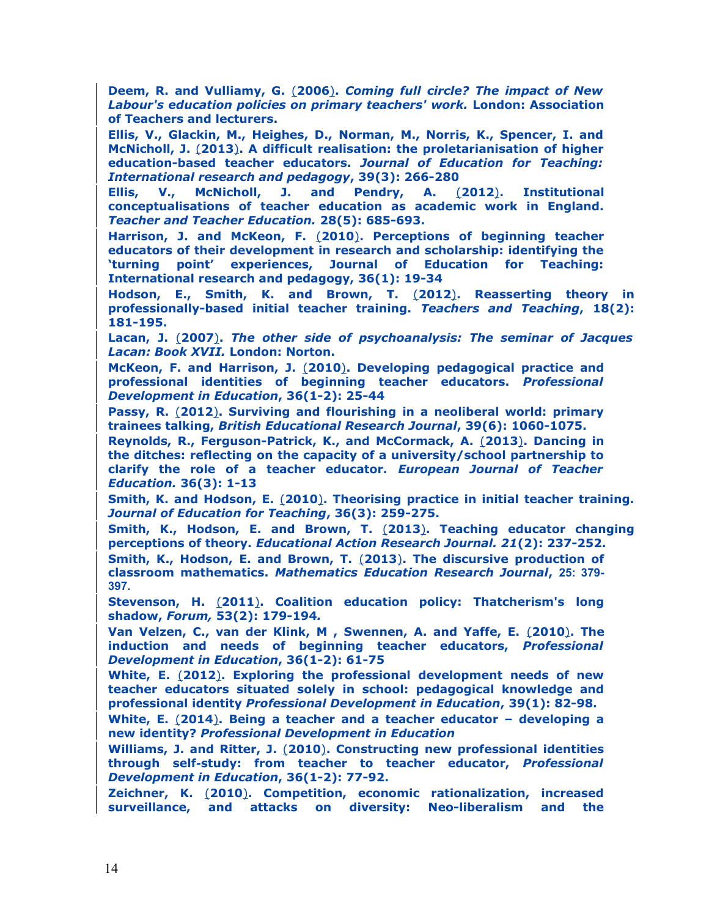**Deem, R. and Vulliamy, G. (2006).** ***Coming full circle? The impact of New Labour's education policies on primary teachers' work.*** **London: Association of Teachers and lecturers.**

**Ellis, V., Glackin, M., Heighes, D., Norman, M., Norris, K., Spencer, I. and McNicholl, J. (2013). A difficult realisation: the proletarianisation of higher education-based teacher educators.** ***Journal of Education for Teaching: International research and pedagogy*****, 39(3): 266-280**

**Ellis, V., McNicholl, J. and Pendry, A. (2012). Institutional conceptualisations of teacher education as academic work in England.** ***Teacher and Teacher Education.*** **28(5): 685-693.**

**Harrison, J. and McKeon, F. (2010). Perceptions of beginning teacher educators of their development in research and scholarship: identifying the 'turning point' experiences, Journal of Education for Teaching: International research and pedagogy, 36(1): 19-34**

**Hodson, E., Smith, K. and Brown, T. (2012). Reasserting theory in professionally-based initial teacher training.** ***Teachers and Teaching*****, 18(2): 181-195.**

**Lacan, J. (2007).** ***The other side of psychoanalysis: The seminar of Jacques Lacan: Book XVII.*** **London: Norton.**

**McKeon, F. and Harrison, J. (2010). Developing pedagogical practice and professional identities of beginning teacher educators.** ***Professional Development in Education*****, 36(1-2): 25-44**

**Passy, R. (2012). Surviving and flourishing in a neoliberal world: primary trainees talking,** ***British Educational Research Journal*****, 39(6): 1060-1075.**

**Reynolds, R., Ferguson-Patrick, K., and McCormack, A. (2013). Dancing in the ditches: reflecting on the capacity of a university/school partnership to clarify the role of a teacher educator.** ***European Journal of Teacher Education.*** **36(3): 1-13**

**Smith, K. and Hodson, E. (2010). Theorising practice in initial teacher training.** ***Journal of Education for Teaching*****, 36(3): 259-275.**

**Smith, K., Hodson, E. and Brown, T. (2013). Teaching educator changing perceptions of theory.** ***Educational Action Research Journal. 21*****(2): 237-252.**

**Smith, K., Hodson, E. and Brown, T. (2013). The discursive production of classroom mathematics.** ***Mathematics Education Research Journal*****, 25: 379-397.**

**Stevenson, H. (2011). Coalition education policy: Thatcherism's long shadow,** ***Forum,*** **53(2): 179-194.**

**Van Velzen, C., van der Klink, M , Swennen, A. and Yaffe, E. (2010). The induction and needs of beginning teacher educators,** ***Professional Development in Education*****, 36(1-2): 61-75**

**White, E. (2012). Exploring the professional development needs of new teacher educators situated solely in school: pedagogical knowledge and professional identity** ***Professional Development in Education*****, 39(1): 82-98.**

**White, E. (2014). Being a teacher and a teacher educator – developing a new identity?** ***Professional Development in Education***

**Williams, J. and Ritter, J. (2010). Constructing new professional identities through self-study: from teacher to teacher educator,** ***Professional Development in Education*****, 36(1-2): 77-92.**

**Zeichner, K. (2010). Competition, economic rationalization, increased surveillance, and attacks on diversity: Neo-liberalism and the**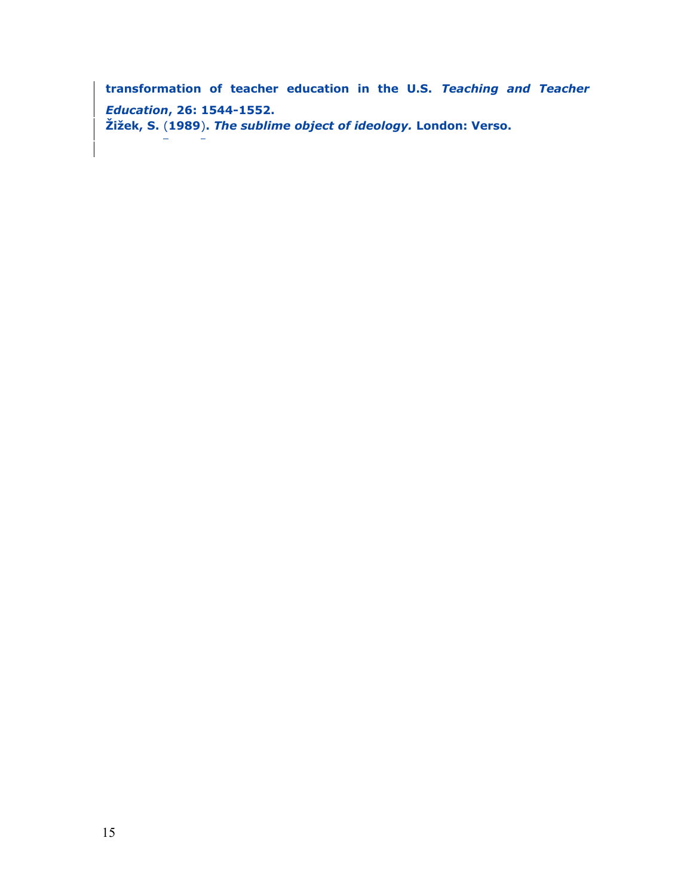transformation of teacher education in the U.S. *Teaching and Teacher Education*, 26: 1544-1552.

Žižek, S. (1989). *The sublime object of ideology.* London: Verso.